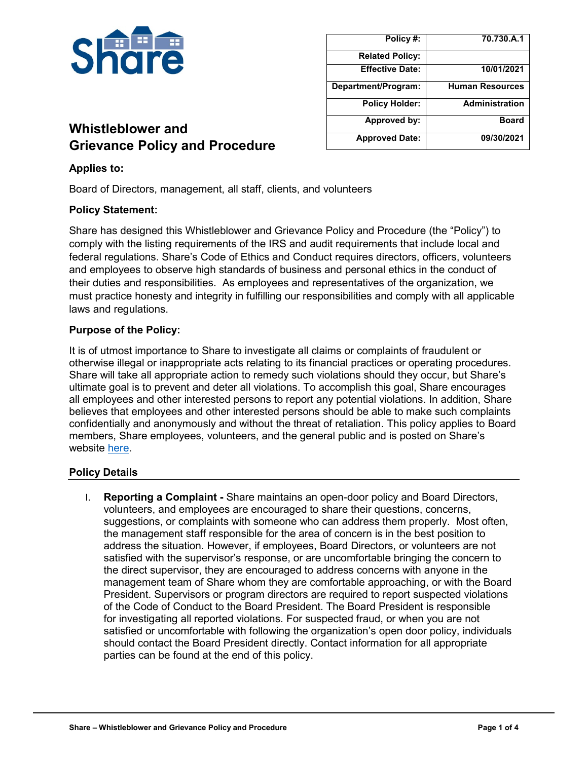| Policy #: | 70.730.A.1 |
| --- | --- |
| Related Policy: | |
| Effective Date: | 10/01/2021 |
| Department/Program: | Human Resources |
| Policy Holder: | Administration |
| Approved by: | Board |
| Approved Date: | 09/30/2021 |

# Whistleblower and Grievance Policy and Procedure

### Applies to:

Board of Directors, management, all staff, clients, and volunteers

### Policy Statement:

Share has designed this Whistleblower and Grievance Policy and Procedure (the "Policy") to comply with the listing requirements of the IRS and audit requirements that include local and federal regulations. Share's Code of Ethics and Conduct requires directors, officers, volunteers and employees to observe high standards of business and personal ethics in the conduct of their duties and responsibilities. As employees and representatives of the organization, we must practice honesty and integrity in fulfilling our responsibilities and comply with all applicable laws and regulations.

### Purpose of the Policy:

It is of utmost importance to Share to investigate all claims or complaints of fraudulent or otherwise illegal or inappropriate acts relating to its financial practices or operating procedures. Share will take all appropriate action to remedy such violations should they occur, but Share's ultimate goal is to prevent and deter all violations. To accomplish this goal, Share encourages all employees and other interested persons to report any potential violations. In addition, Share believes that employees and other interested persons should be able to make such complaints confidentially and anonymously and without the threat of retaliation. This policy applies to Board members, Share employees, volunteers, and the general public and is posted on Share's website here.

## Policy Details

I. **Reporting a Complaint -** Share maintains an open-door policy and Board Directors, volunteers, and employees are encouraged to share their questions, concerns, suggestions, or complaints with someone who can address them properly. Most often, the management staff responsible for the area of concern is in the best position to address the situation. However, if employees, Board Directors, or volunteers are not satisfied with the supervisor's response, or are uncomfortable bringing the concern to the direct supervisor, they are encouraged to address concerns with anyone in the management team of Share whom they are comfortable approaching, or with the Board President. Supervisors or program directors are required to report suspected violations of the Code of Conduct to the Board President. The Board President is responsible for investigating all reported violations. For suspected fraud, or when you are not satisfied or uncomfortable with following the organization's open door policy, individuals should contact the Board President directly. Contact information for all appropriate parties can be found at the end of this policy.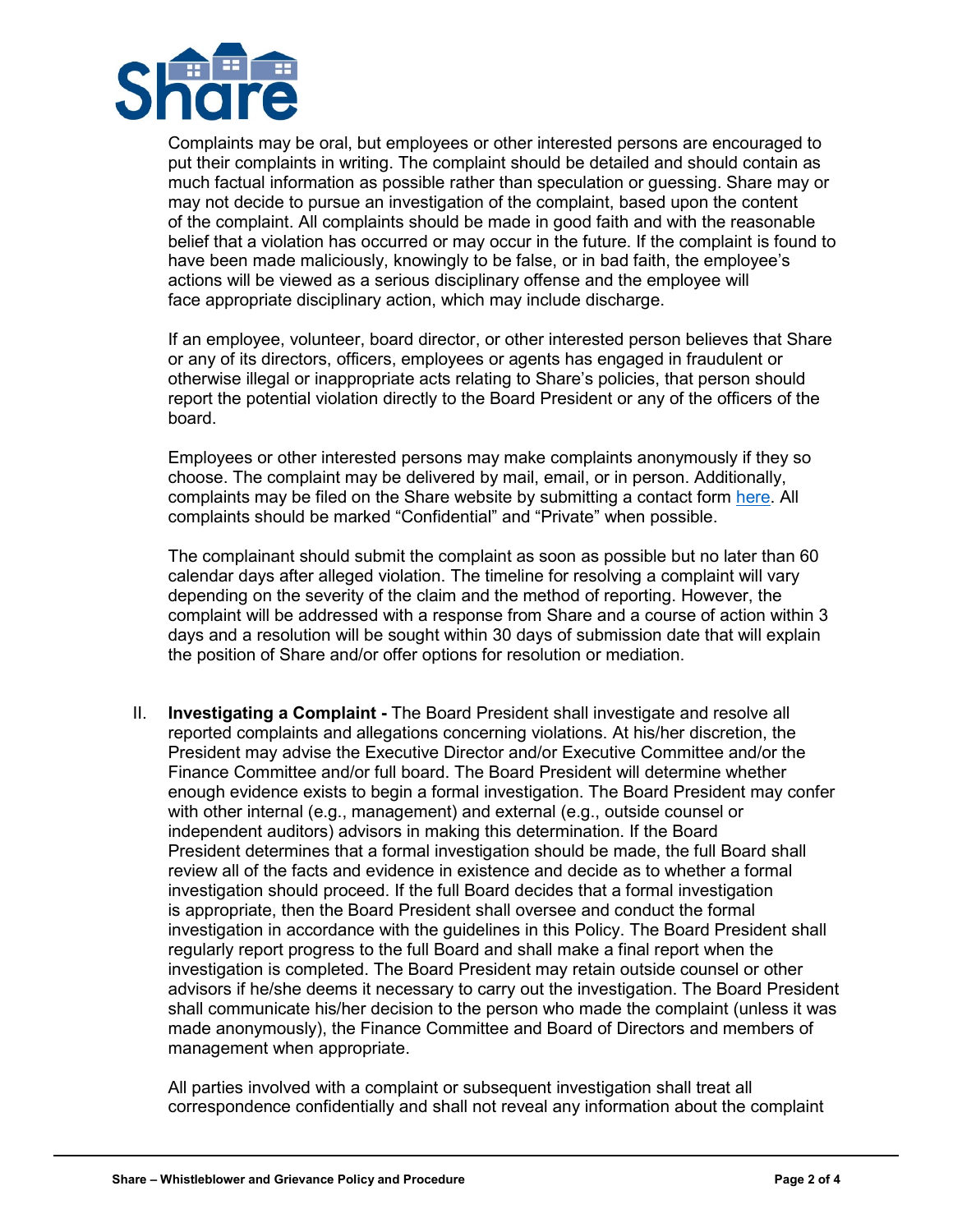Complaints may be oral, but employees or other interested persons are encouraged to put their complaints in writing. The complaint should be detailed and should contain as much factual information as possible rather than speculation or guessing. Share may or may not decide to pursue an investigation of the complaint, based upon the content of the complaint. All complaints should be made in good faith and with the reasonable belief that a violation has occurred or may occur in the future. If the complaint is found to have been made maliciously, knowingly to be false, or in bad faith, the employee's actions will be viewed as a serious disciplinary offense and the employee will face appropriate disciplinary action, which may include discharge.

If an employee, volunteer, board director, or other interested person believes that Share or any of its directors, officers, employees or agents has engaged in fraudulent or otherwise illegal or inappropriate acts relating to Share's policies, that person should report the potential violation directly to the Board President or any of the officers of the board.

Employees or other interested persons may make complaints anonymously if they so choose. The complaint may be delivered by mail, email, or in person. Additionally, complaints may be filed on the Share website by submitting a contact form here. All complaints should be marked "Confidential" and "Private" when possible.

The complainant should submit the complaint as soon as possible but no later than 60 calendar days after alleged violation. The timeline for resolving a complaint will vary depending on the severity of the claim and the method of reporting. However, the complaint will be addressed with a response from Share and a course of action within 3 days and a resolution will be sought within 30 days of submission date that will explain the position of Share and/or offer options for resolution or mediation.

II. **Investigating a Complaint -** The Board President shall investigate and resolve all reported complaints and allegations concerning violations. At his/her discretion, the President may advise the Executive Director and/or Executive Committee and/or the Finance Committee and/or full board. The Board President will determine whether enough evidence exists to begin a formal investigation. The Board President may confer with other internal (e.g., management) and external (e.g., outside counsel or independent auditors) advisors in making this determination. If the Board President determines that a formal investigation should be made, the full Board shall review all of the facts and evidence in existence and decide as to whether a formal investigation should proceed. If the full Board decides that a formal investigation is appropriate, then the Board President shall oversee and conduct the formal investigation in accordance with the guidelines in this Policy. The Board President shall regularly report progress to the full Board and shall make a final report when the investigation is completed. The Board President may retain outside counsel or other advisors if he/she deems it necessary to carry out the investigation. The Board President shall communicate his/her decision to the person who made the complaint (unless it was made anonymously), the Finance Committee and Board of Directors and members of management when appropriate.

All parties involved with a complaint or subsequent investigation shall treat all correspondence confidentially and shall not reveal any information about the complaint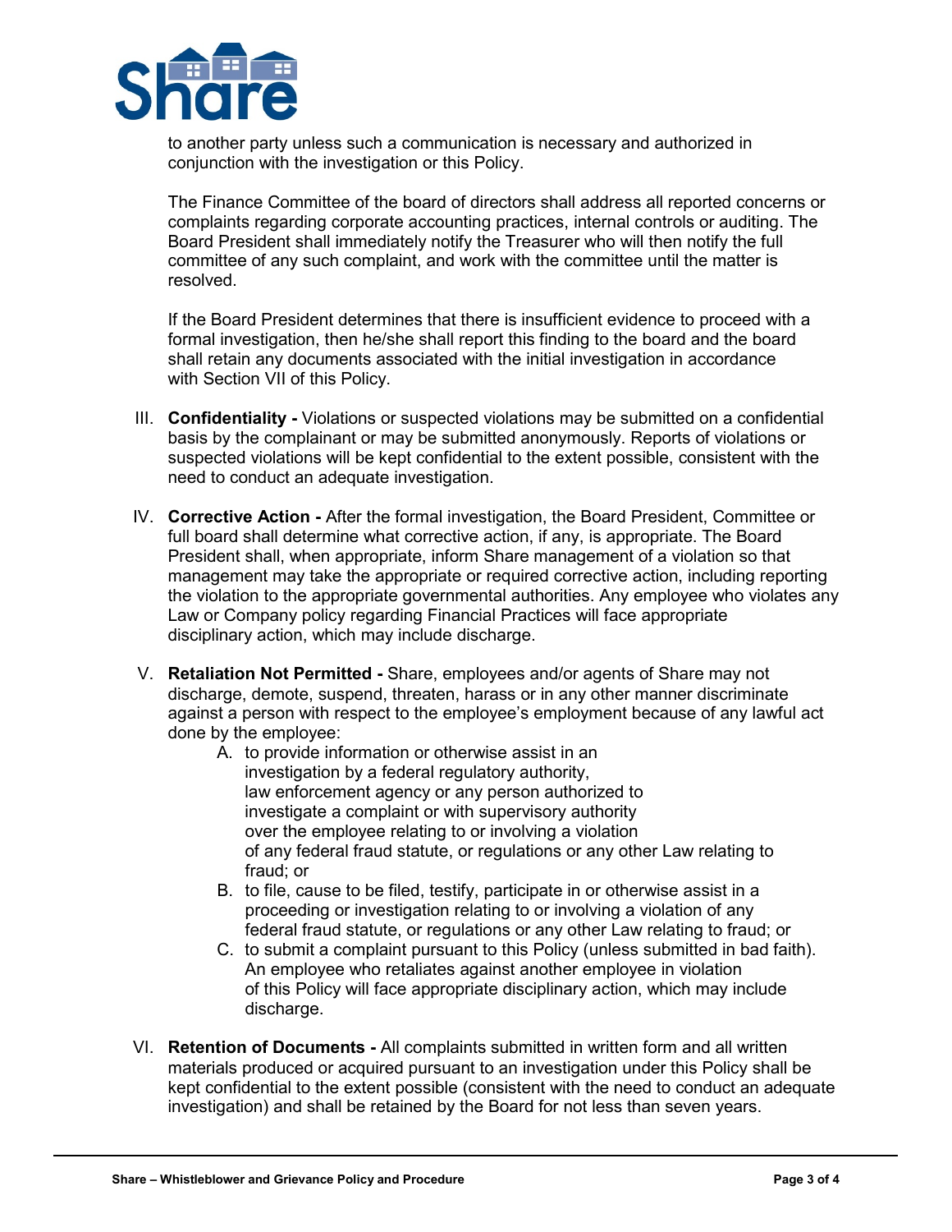to another party unless such a communication is necessary and authorized in conjunction with the investigation or this Policy.

The Finance Committee of the board of directors shall address all reported concerns or complaints regarding corporate accounting practices, internal controls or auditing. The Board President shall immediately notify the Treasurer who will then notify the full committee of any such complaint, and work with the committee until the matter is resolved.

If the Board President determines that there is insufficient evidence to proceed with a formal investigation, then he/she shall report this finding to the board and the board shall retain any documents associated with the initial investigation in accordance with Section VII of this Policy.

III. **Confidentiality -** Violations or suspected violations may be submitted on a confidential basis by the complainant or may be submitted anonymously. Reports of violations or suspected violations will be kept confidential to the extent possible, consistent with the need to conduct an adequate investigation.

IV. **Corrective Action -** After the formal investigation, the Board President, Committee or full board shall determine what corrective action, if any, is appropriate. The Board President shall, when appropriate, inform Share management of a violation so that management may take the appropriate or required corrective action, including reporting the violation to the appropriate governmental authorities. Any employee who violates any Law or Company policy regarding Financial Practices will face appropriate disciplinary action, which may include discharge.

V. **Retaliation Not Permitted -** Share, employees and/or agents of Share may not discharge, demote, suspend, threaten, harass or in any other manner discriminate against a person with respect to the employee's employment because of any lawful act done by the employee:

   A. to provide information or otherwise assist in an investigation by a federal regulatory authority, law enforcement agency or any person authorized to investigate a complaint or with supervisory authority over the employee relating to or involving a violation of any federal fraud statute, or regulations or any other Law relating to fraud; or
   B. to file, cause to be filed, testify, participate in or otherwise assist in a proceeding or investigation relating to or involving a violation of any federal fraud statute, or regulations or any other Law relating to fraud; or
   C. to submit a complaint pursuant to this Policy (unless submitted in bad faith). An employee who retaliates against another employee in violation of this Policy will face appropriate disciplinary action, which may include discharge.

VI. **Retention of Documents -** All complaints submitted in written form and all written materials produced or acquired pursuant to an investigation under this Policy shall be kept confidential to the extent possible (consistent with the need to conduct an adequate investigation) and shall be retained by the Board for not less than seven years.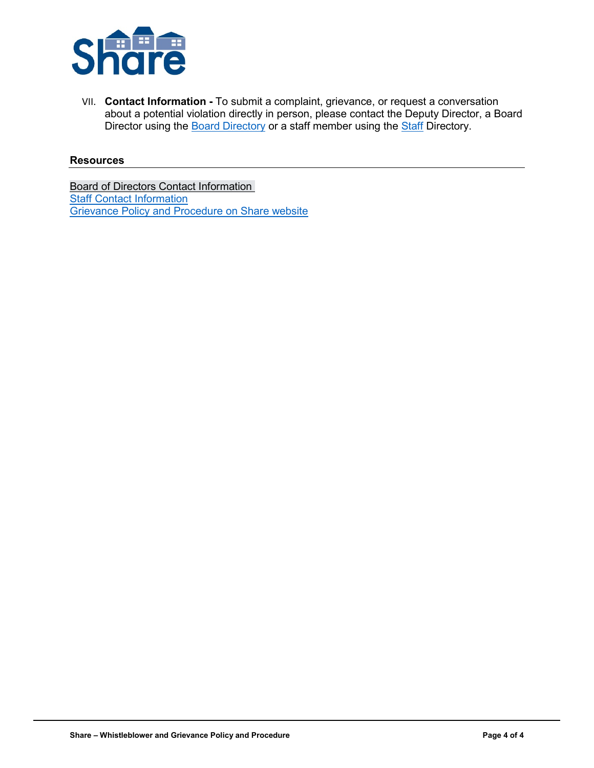VII. **Contact Information -** To submit a complaint, grievance, or request a conversation about a potential violation directly in person, please contact the Deputy Director, a Board Director using the Board Directory or a staff member using the Staff Directory.

## Resources

Board of Directors Contact Information
Staff Contact Information
Grievance Policy and Procedure on Share website